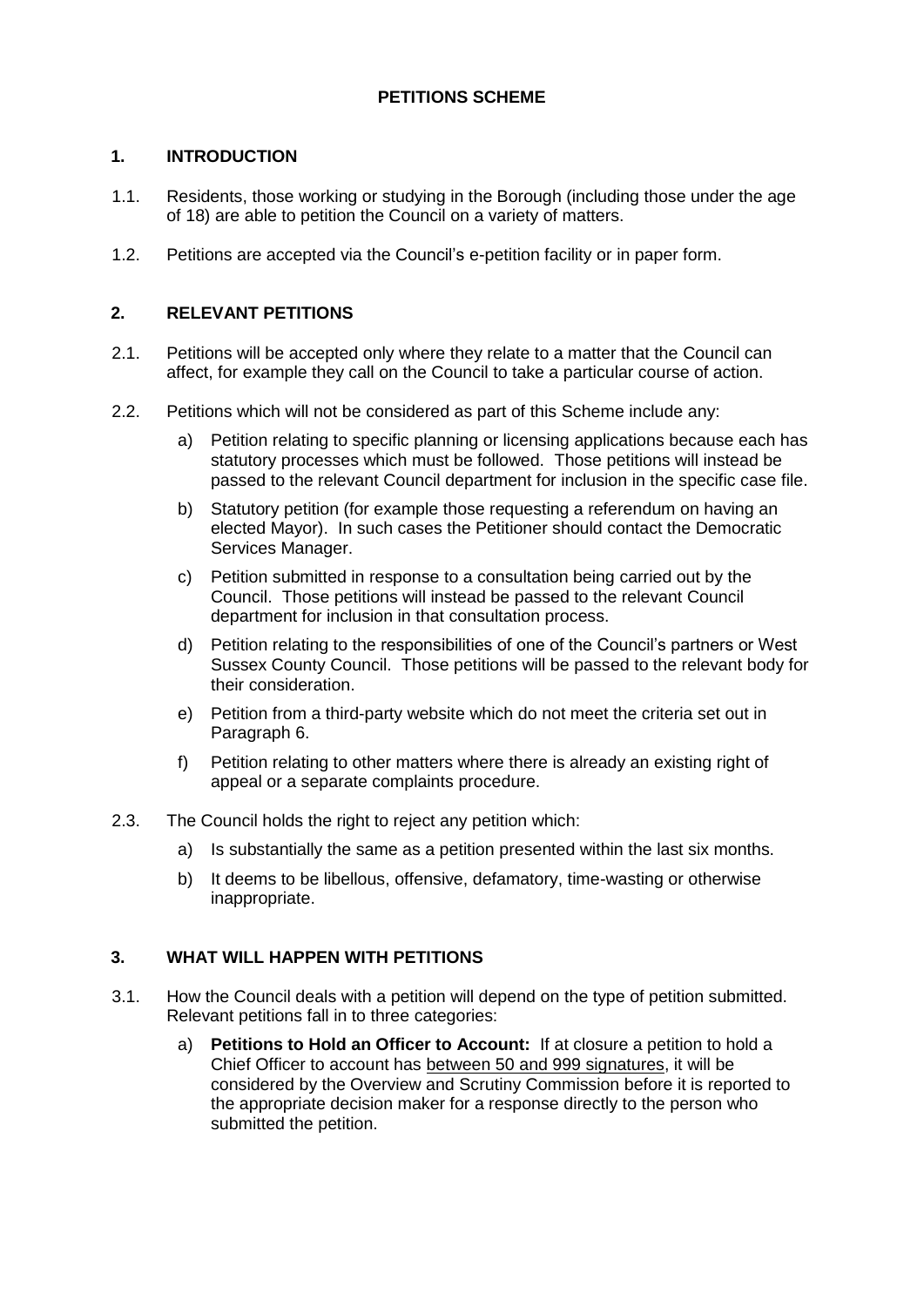# PETITIONS SCHEME

## 1. INTRODUCTION

1.1. Residents, those working or studying in the Borough (including those under the age of 18) are able to petition the Council on a variety of matters.

1.2. Petitions are accepted via the Council's e-petition facility or in paper form.

## 2. RELEVANT PETITIONS

2.1. Petitions will be accepted only where they relate to a matter that the Council can affect, for example they call on the Council to take a particular course of action.

2.2. Petitions which will not be considered as part of this Scheme include any:

a) Petition relating to specific planning or licensing applications because each has statutory processes which must be followed. Those petitions will instead be passed to the relevant Council department for inclusion in the specific case file.

b) Statutory petition (for example those requesting a referendum on having an elected Mayor). In such cases the Petitioner should contact the Democratic Services Manager.

c) Petition submitted in response to a consultation being carried out by the Council. Those petitions will instead be passed to the relevant Council department for inclusion in that consultation process.

d) Petition relating to the responsibilities of one of the Council's partners or West Sussex County Council. Those petitions will be passed to the relevant body for their consideration.

e) Petition from a third-party website which do not meet the criteria set out in Paragraph 6.

f) Petition relating to other matters where there is already an existing right of appeal or a separate complaints procedure.

2.3. The Council holds the right to reject any petition which:

a) Is substantially the same as a petition presented within the last six months.

b) It deems to be libellous, offensive, defamatory, time-wasting or otherwise inappropriate.

## 3. WHAT WILL HAPPEN WITH PETITIONS

3.1. How the Council deals with a petition will depend on the type of petition submitted. Relevant petitions fall in to three categories:

a) **Petitions to Hold an Officer to Account:** If at closure a petition to hold a Chief Officer to account has between 50 and 999 signatures, it will be considered by the Overview and Scrutiny Commission before it is reported to the appropriate decision maker for a response directly to the person who submitted the petition.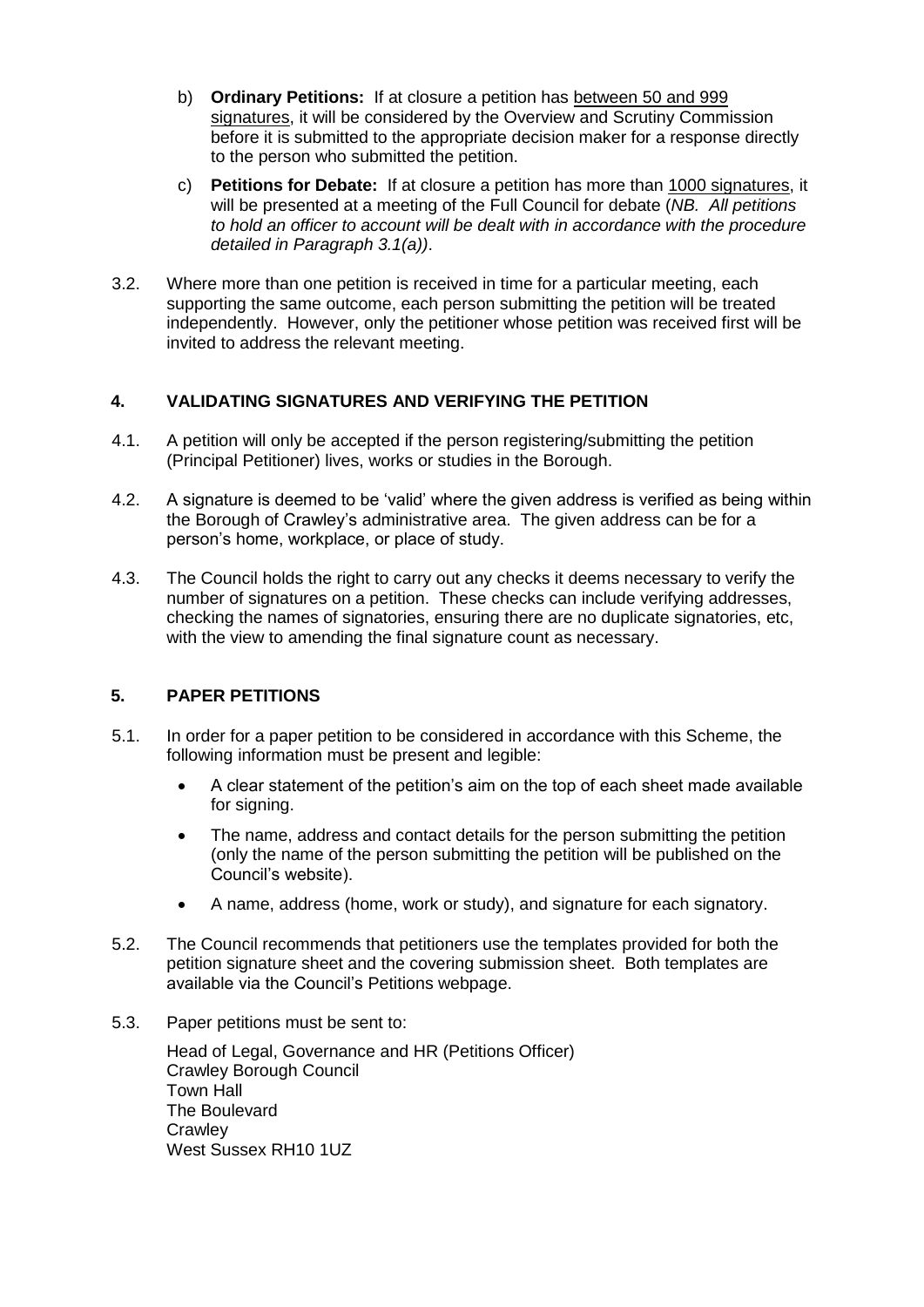b) **Ordinary Petitions:** If at closure a petition has between 50 and 999 signatures, it will be considered by the Overview and Scrutiny Commission before it is submitted to the appropriate decision maker for a response directly to the person who submitted the petition.

c) **Petitions for Debate:** If at closure a petition has more than 1000 signatures, it will be presented at a meeting of the Full Council for debate (*NB. All petitions to hold an officer to account will be dealt with in accordance with the procedure detailed in Paragraph 3.1(a))*.

3.2. Where more than one petition is received in time for a particular meeting, each supporting the same outcome, each person submitting the petition will be treated independently. However, only the petitioner whose petition was received first will be invited to address the relevant meeting.

## 4. VALIDATING SIGNATURES AND VERIFYING THE PETITION

4.1. A petition will only be accepted if the person registering/submitting the petition (Principal Petitioner) lives, works or studies in the Borough.

4.2. A signature is deemed to be 'valid' where the given address is verified as being within the Borough of Crawley's administrative area. The given address can be for a person's home, workplace, or place of study.

4.3. The Council holds the right to carry out any checks it deems necessary to verify the number of signatures on a petition. These checks can include verifying addresses, checking the names of signatories, ensuring there are no duplicate signatories, etc, with the view to amending the final signature count as necessary.

## 5. PAPER PETITIONS

5.1. In order for a paper petition to be considered in accordance with this Scheme, the following information must be present and legible:

- A clear statement of the petition's aim on the top of each sheet made available for signing.
- The name, address and contact details for the person submitting the petition (only the name of the person submitting the petition will be published on the Council's website).
- A name, address (home, work or study), and signature for each signatory.

5.2. The Council recommends that petitioners use the templates provided for both the petition signature sheet and the covering submission sheet. Both templates are available via the Council's Petitions webpage.

5.3. Paper petitions must be sent to:

Head of Legal, Governance and HR (Petitions Officer)
Crawley Borough Council
Town Hall
The Boulevard
Crawley
West Sussex RH10 1UZ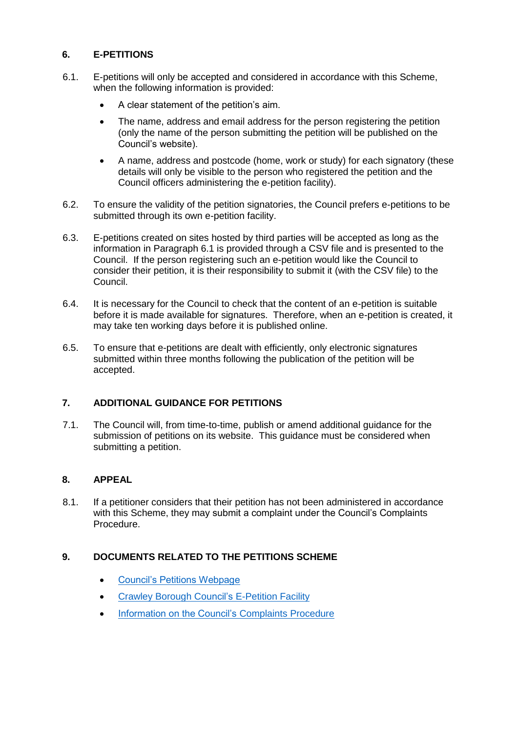## 6. E-PETITIONS

6.1. E-petitions will only be accepted and considered in accordance with this Scheme, when the following information is provided:

- A clear statement of the petition's aim.
- The name, address and email address for the person registering the petition (only the name of the person submitting the petition will be published on the Council's website).
- A name, address and postcode (home, work or study) for each signatory (these details will only be visible to the person who registered the petition and the Council officers administering the e-petition facility).

6.2. To ensure the validity of the petition signatories, the Council prefers e-petitions to be submitted through its own e-petition facility.

6.3. E-petitions created on sites hosted by third parties will be accepted as long as the information in Paragraph 6.1 is provided through a CSV file and is presented to the Council. If the person registering such an e-petition would like the Council to consider their petition, it is their responsibility to submit it (with the CSV file) to the Council.

6.4. It is necessary for the Council to check that the content of an e-petition is suitable before it is made available for signatures. Therefore, when an e-petition is created, it may take ten working days before it is published online.

6.5. To ensure that e-petitions are dealt with efficiently, only electronic signatures submitted within three months following the publication of the petition will be accepted.

## 7. ADDITIONAL GUIDANCE FOR PETITIONS

7.1. The Council will, from time-to-time, publish or amend additional guidance for the submission of petitions on its website. This guidance must be considered when submitting a petition.

## 8. APPEAL

8.1. If a petitioner considers that their petition has not been administered in accordance with this Scheme, they may submit a complaint under the Council's Complaints Procedure.

## 9. DOCUMENTS RELATED TO THE PETITIONS SCHEME

- Council's Petitions Webpage
- Crawley Borough Council's E-Petition Facility
- Information on the Council's Complaints Procedure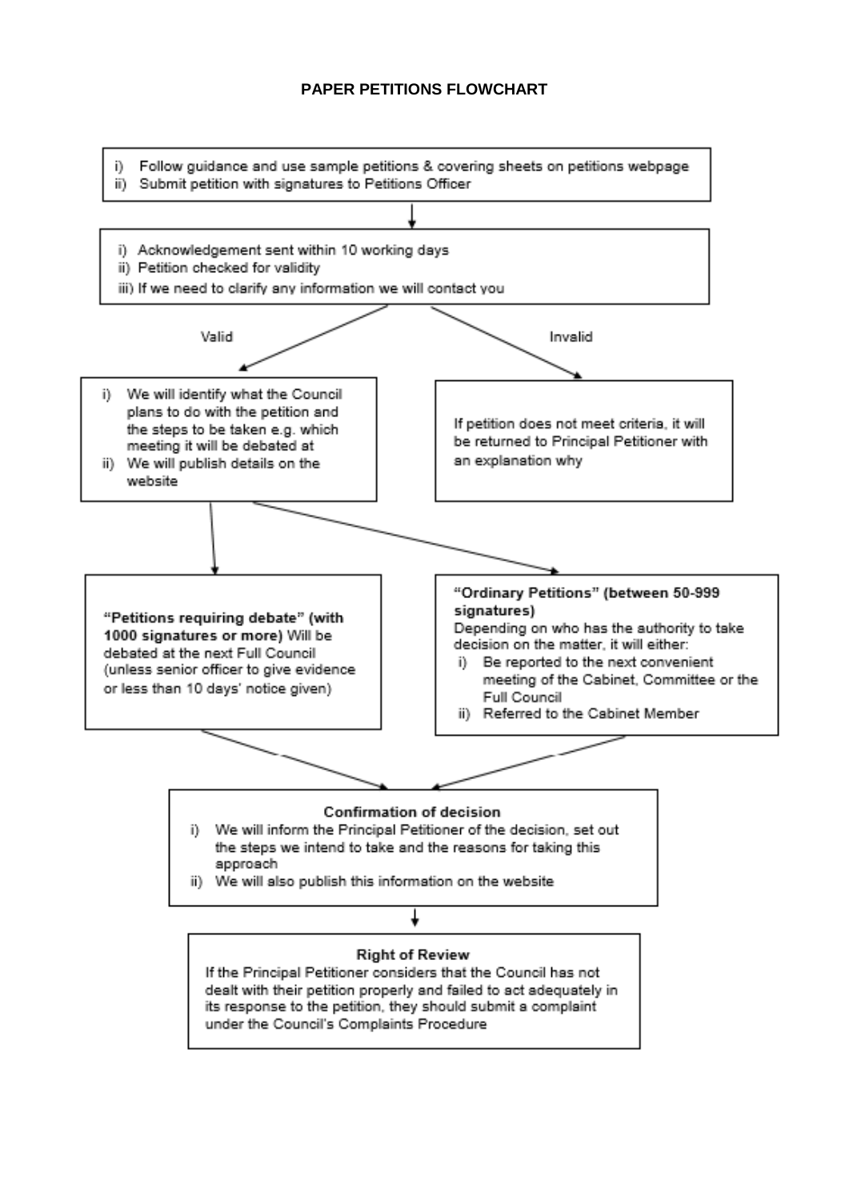# PAPER PETITIONS FLOWCHART

i) Follow guidance and use sample petitions & covering sheets on petitions webpage
ii) Submit petition with signatures to Petitions Officer

↓

i) Acknowledgement sent within 10 working days
ii) Petition checked for validity
iii) If we need to clarify any information we will contact you

**Valid**

i) We will identify what the Council plans to do with the petition and the steps to be taken e.g. which meeting it will be debated at
ii) We will publish details on the website

**Invalid**

If petition does not meet criteria, it will be returned to Principal Petitioner with an explanation why

---

**"Petitions requiring debate" (with 1000 signatures or more)** Will be debated at the next Full Council (unless senior officer to give evidence or less than 10 days' notice given)

**"Ordinary Petitions" (between 50-999 signatures)**
Depending on who has the authority to take decision on the matter, it will either:
i) Be reported to the next convenient meeting of the Cabinet, Committee or the Full Council
ii) Referred to the Cabinet Member

---

**Confirmation of decision**

i) We will inform the Principal Petitioner of the decision, set out the steps we intend to take and the reasons for taking this approach
ii) We will also publish this information on the website

↓

**Right of Review**

If the Principal Petitioner considers that the Council has not dealt with their petition properly and failed to act adequately in its response to the petition, they should submit a complaint under the Council's Complaints Procedure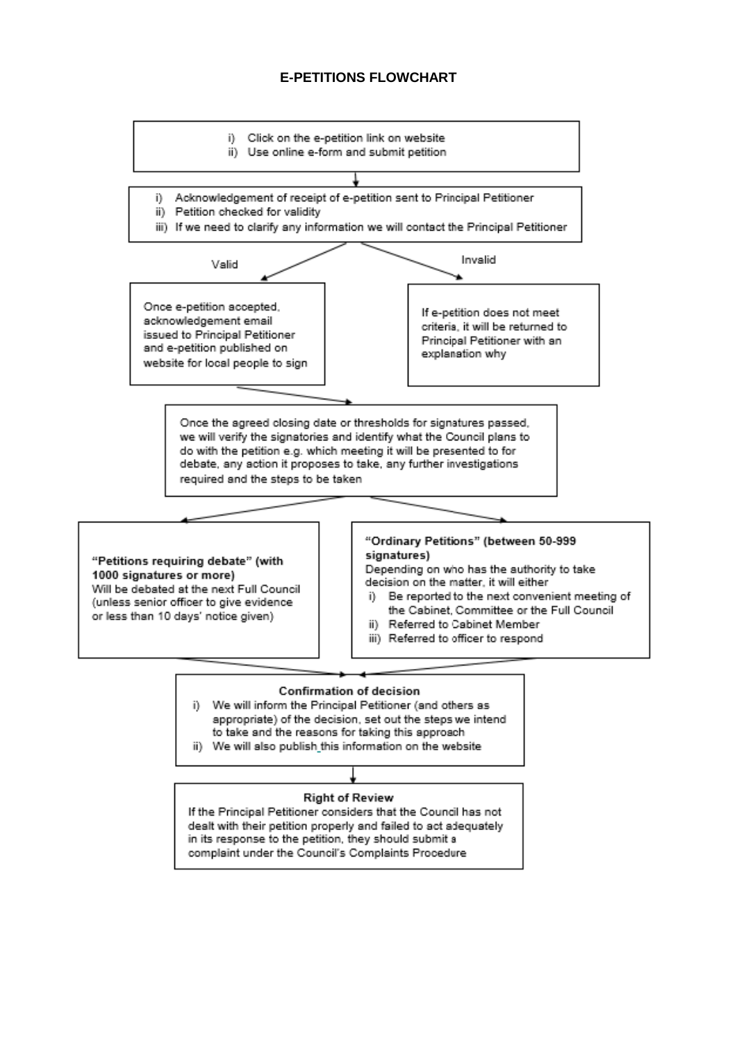# E-PETITIONS FLOWCHART

i) Click on the e-petition link on website
ii) Use online e-form and submit petition

↓

i) Acknowledgement of receipt of e-petition sent to Principal Petitioner
ii) Petition checked for validity
iii) If we need to clarify any information we will contact the Principal Petitioner

**Valid**

Once e-petition accepted, acknowledgement email issued to Principal Petitioner and e-petition published on website for local people to sign

**Invalid**

If e-petition does not meet criteria, it will be returned to Principal Petitioner with an explanation why

↓

Once the agreed closing date or thresholds for signatures passed, we will verify the signatories and identify what the Council plans to do with the petition e.g. which meeting it will be presented to for debate, any action it proposes to take, any further investigations required and the steps to be taken

**"Petitions requiring debate" (with 1000 signatures or more)**
Will be debated at the next Full Council (unless senior officer to give evidence or less than 10 days' notice given)

**"Ordinary Petitions" (between 50-999 signatures)**
Depending on who has the authority to take decision on the matter, it will either
i) Be reported to the next convenient meeting of the Cabinet, Committee or the Full Council
ii) Referred to Cabinet Member
iii) Referred to officer to respond

↓

**Confirmation of decision**
i) We will inform the Principal Petitioner (and others as appropriate) of the decision, set out the steps we intend to take and the reasons for taking this approach
ii) We will also publish this information on the website

↓

**Right of Review**
If the Principal Petitioner considers that the Council has not dealt with their petition properly and failed to act adequately in its response to the petition, they should submit a complaint under the Council's Complaints Procedure